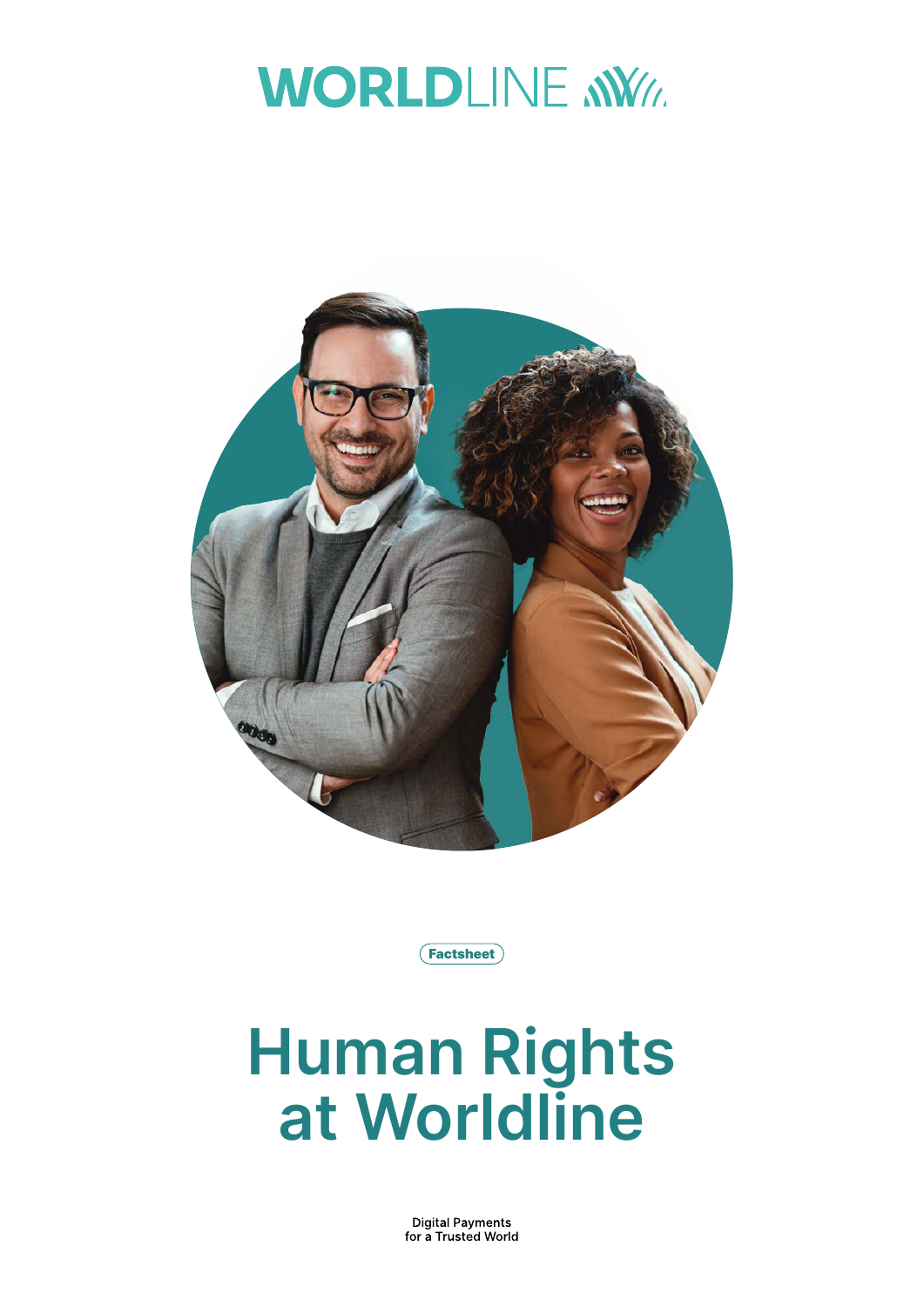WORLDLINE

Factsheet

# Human Rights at Worldline

Digital Payments
for a Trusted World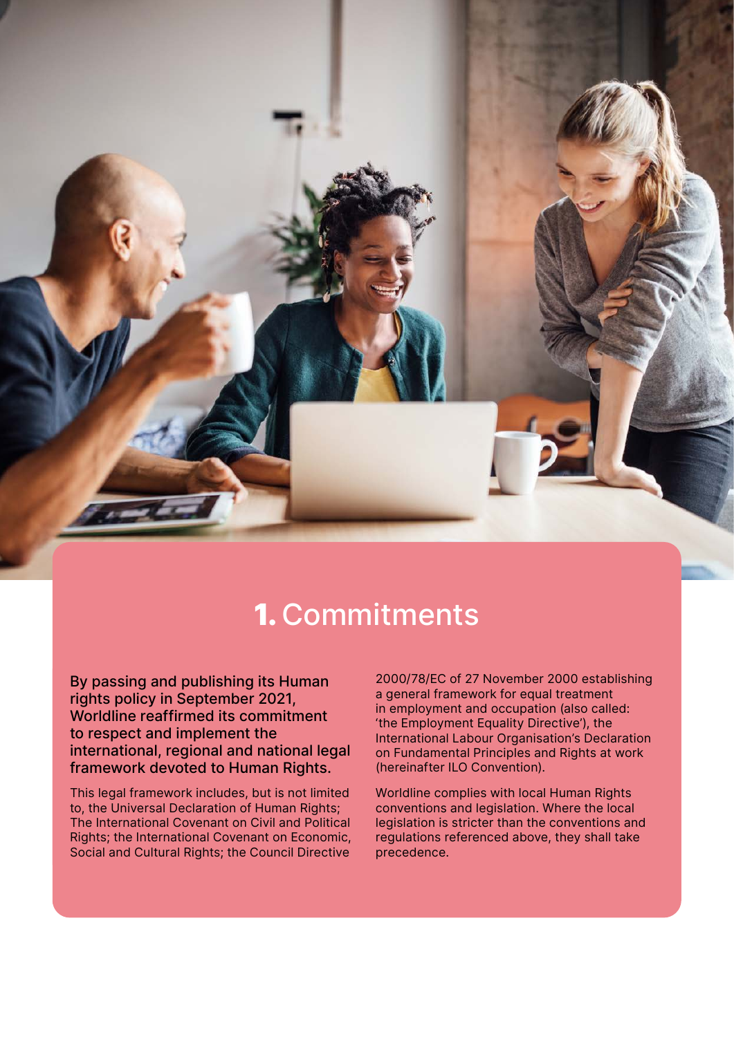# 1. Commitments

**By passing and publishing its Human rights policy in September 2021, Worldline reaffirmed its commitment to respect and implement the international, regional and national legal framework devoted to Human Rights.**

This legal framework includes, but is not limited to, the Universal Declaration of Human Rights; The International Covenant on Civil and Political Rights; the International Covenant on Economic, Social and Cultural Rights; the Council Directive 2000/78/EC of 27 November 2000 establishing a general framework for equal treatment in employment and occupation (also called: 'the Employment Equality Directive'), the International Labour Organisation's Declaration on Fundamental Principles and Rights at work (hereinafter ILO Convention).

Worldline complies with local Human Rights conventions and legislation. Where the local legislation is stricter than the conventions and regulations referenced above, they shall take precedence.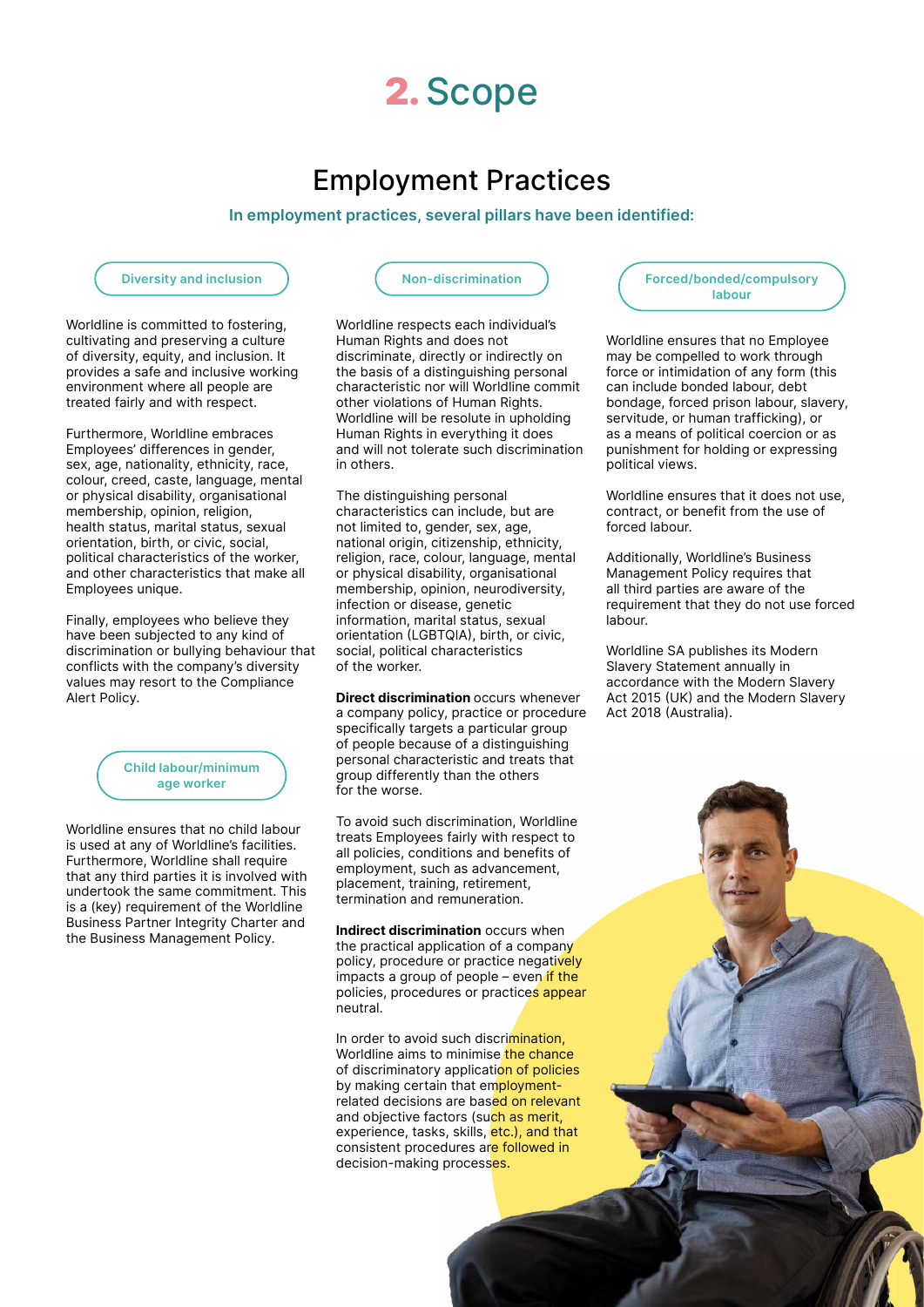# 2. Scope

## Employment Practices

**In employment practices, several pillars have been identified:**

### Diversity and inclusion

Worldline is committed to fostering, cultivating and preserving a culture of diversity, equity, and inclusion. It provides a safe and inclusive working environment where all people are treated fairly and with respect.

Furthermore, Worldline embraces Employees' differences in gender, sex, age, nationality, ethnicity, race, colour, creed, caste, language, mental or physical disability, organisational membership, opinion, religion, health status, marital status, sexual orientation, birth, or civic, social, political characteristics of the worker, and other characteristics that make all Employees unique.

Finally, employees who believe they have been subjected to any kind of discrimination or bullying behaviour that conflicts with the company's diversity values may resort to the Compliance Alert Policy.

### Child labour/minimum age worker

Worldline ensures that no child labour is used at any of Worldline's facilities. Furthermore, Worldline shall require that any third parties it is involved with undertook the same commitment. This is a (key) requirement of the Worldline Business Partner Integrity Charter and the Business Management Policy.

### Non-discrimination

Worldline respects each individual's Human Rights and does not discriminate, directly or indirectly on the basis of a distinguishing personal characteristic nor will Worldline commit other violations of Human Rights. Worldline will be resolute in upholding Human Rights in everything it does and will not tolerate such discrimination in others.

The distinguishing personal characteristics can include, but are not limited to, gender, sex, age, national origin, citizenship, ethnicity, religion, race, colour, language, mental or physical disability, organisational membership, opinion, neurodiversity, infection or disease, genetic information, marital status, sexual orientation (LGBTQIA), birth, or civic, social, political characteristics of the worker.

**Direct discrimination** occurs whenever a company policy, practice or procedure specifically targets a particular group of people because of a distinguishing personal characteristic and treats that group differently than the others for the worse.

To avoid such discrimination, Worldline treats Employees fairly with respect to all policies, conditions and benefits of employment, such as advancement, placement, training, retirement, termination and remuneration.

**Indirect discrimination** occurs when the practical application of a company policy, procedure or practice negatively impacts a group of people – even if the policies, procedures or practices appear neutral.

In order to avoid such discrimination, Worldline aims to minimise the chance of discriminatory application of policies by making certain that employment-related decisions are based on relevant and objective factors (such as merit, experience, tasks, skills, etc.), and that consistent procedures are followed in decision-making processes.

### Forced/bonded/compulsory labour

Worldline ensures that no Employee may be compelled to work through force or intimidation of any form (this can include bonded labour, debt bondage, forced prison labour, slavery, servitude, or human trafficking), or as a means of political coercion or as punishment for holding or expressing political views.

Worldline ensures that it does not use, contract, or benefit from the use of forced labour.

Additionally, Worldline's Business Management Policy requires that all third parties are aware of the requirement that they do not use forced labour.

Worldline SA publishes its Modern Slavery Statement annually in accordance with the Modern Slavery Act 2015 (UK) and the Modern Slavery Act 2018 (Australia).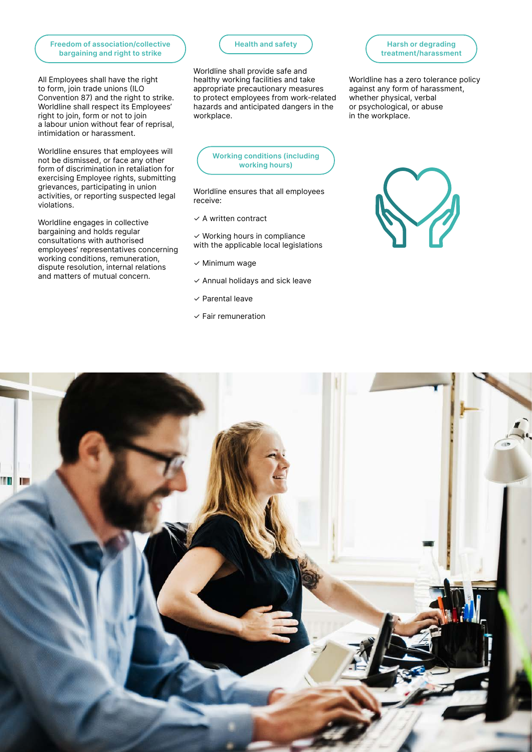## Freedom of association/collective bargaining and right to strike

All Employees shall have the right to form, join trade unions (ILO Convention 87) and the right to strike. Worldline shall respect its Employees' right to join, form or not to join a labour union without fear of reprisal, intimidation or harassment.

Worldline ensures that employees will not be dismissed, or face any other form of discrimination in retaliation for exercising Employee rights, submitting grievances, participating in union activities, or reporting suspected legal violations.

Worldline engages in collective bargaining and holds regular consultations with authorised employees' representatives concerning working conditions, remuneration, dispute resolution, internal relations and matters of mutual concern.

## Health and safety

Worldline shall provide safe and healthy working facilities and take appropriate precautionary measures to protect employees from work-related hazards and anticipated dangers in the workplace.

## Working conditions (including working hours)

Worldline ensures that all employees receive:

- A written contract
- Working hours in compliance with the applicable local legislations
- Minimum wage
- Annual holidays and sick leave
- Parental leave
- Fair remuneration

## Harsh or degrading treatment/harassment

Worldline has a zero tolerance policy against any form of harassment, whether physical, verbal or psychological, or abuse in the workplace.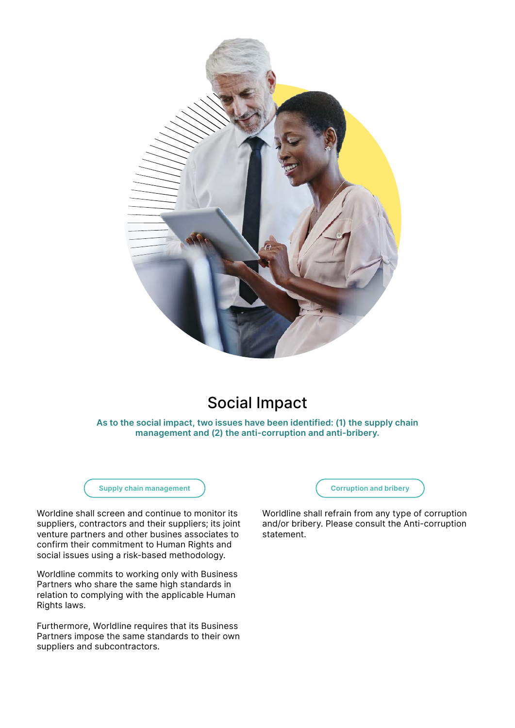# Social Impact

**As to the social impact, two issues have been identified: (1) the supply chain management and (2) the anti-corruption and anti-bribery.**

### Supply chain management

Worldine shall screen and continue to monitor its suppliers, contractors and their suppliers; its joint venture partners and other busines associates to confirm their commitment to Human Rights and social issues using a risk-based methodology.

Worldline commits to working only with Business Partners who share the same high standards in relation to complying with the applicable Human Rights laws.

Furthermore, Worldline requires that its Business Partners impose the same standards to their own suppliers and subcontractors.

### Corruption and bribery

Worldline shall refrain from any type of corruption and/or bribery. Please consult the Anti-corruption statement.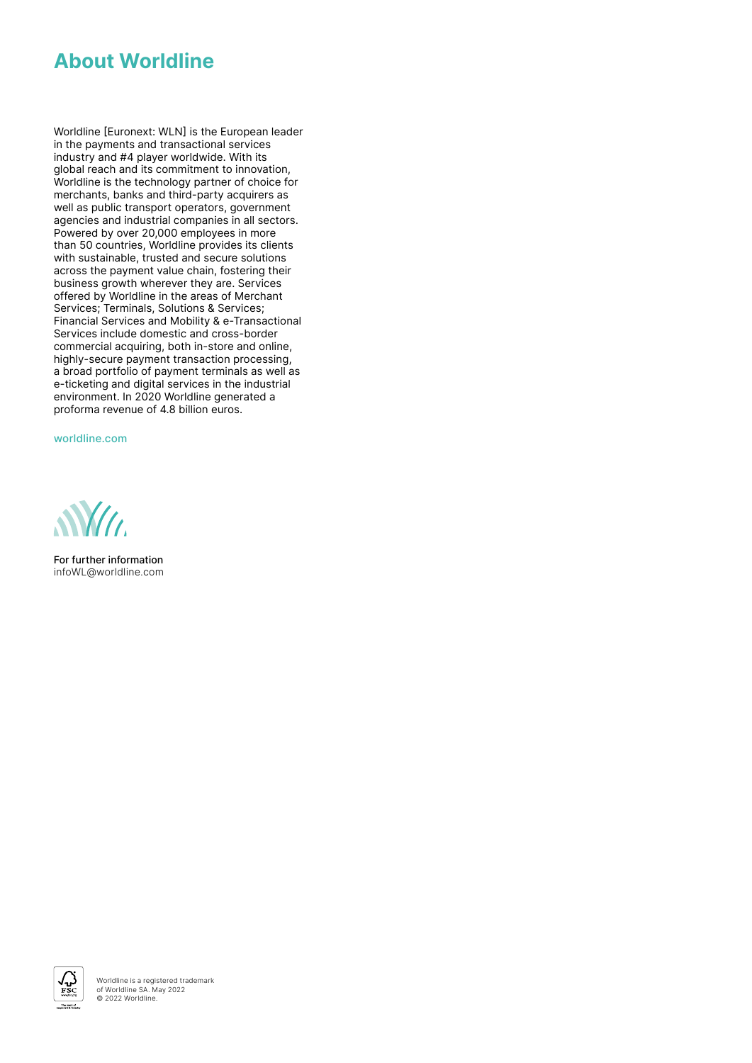# About Worldline

Worldline [Euronext: WLN] is the European leader in the payments and transactional services industry and #4 player worldwide. With its global reach and its commitment to innovation, Worldline is the technology partner of choice for merchants, banks and third-party acquirers as well as public transport operators, government agencies and industrial companies in all sectors. Powered by over 20,000 employees in more than 50 countries, Worldline provides its clients with sustainable, trusted and secure solutions across the payment value chain, fostering their business growth wherever they are. Services offered by Worldline in the areas of Merchant Services; Terminals, Solutions & Services; Financial Services and Mobility & e-Transactional Services include domestic and cross-border commercial acquiring, both in-store and online, highly-secure payment transaction processing, a broad portfolio of payment terminals as well as e-ticketing and digital services in the industrial environment. In 2020 Worldline generated a proforma revenue of 4.8 billion euros.

worldline.com

For further information
infoWL@worldline.com

Worldline is a registered trademark of Worldline SA. May 2022
© 2022 Worldline.